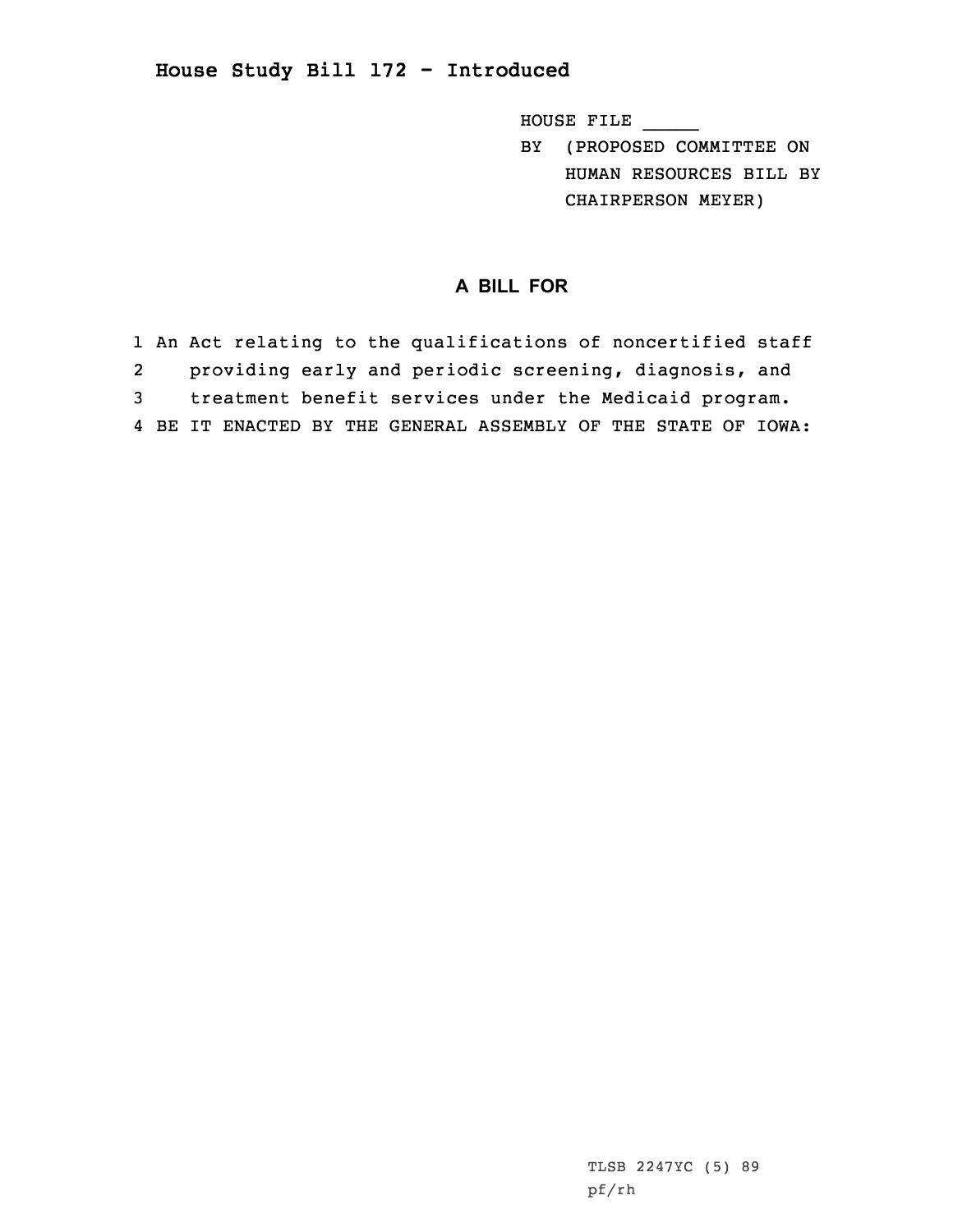# House Study Bill 172 - Introduced

HOUSE FILE _____

BY (PROPOSED COMMITTEE ON HUMAN RESOURCES BILL BY CHAIRPERSON MEYER)

## A BILL FOR

1 An Act relating to the qualifications of noncertified staff
2 providing early and periodic screening, diagnosis, and
3 treatment benefit services under the Medicaid program.
4 BE IT ENACTED BY THE GENERAL ASSEMBLY OF THE STATE OF IOWA:

TLSB 2247YC (5) 89
pf/rh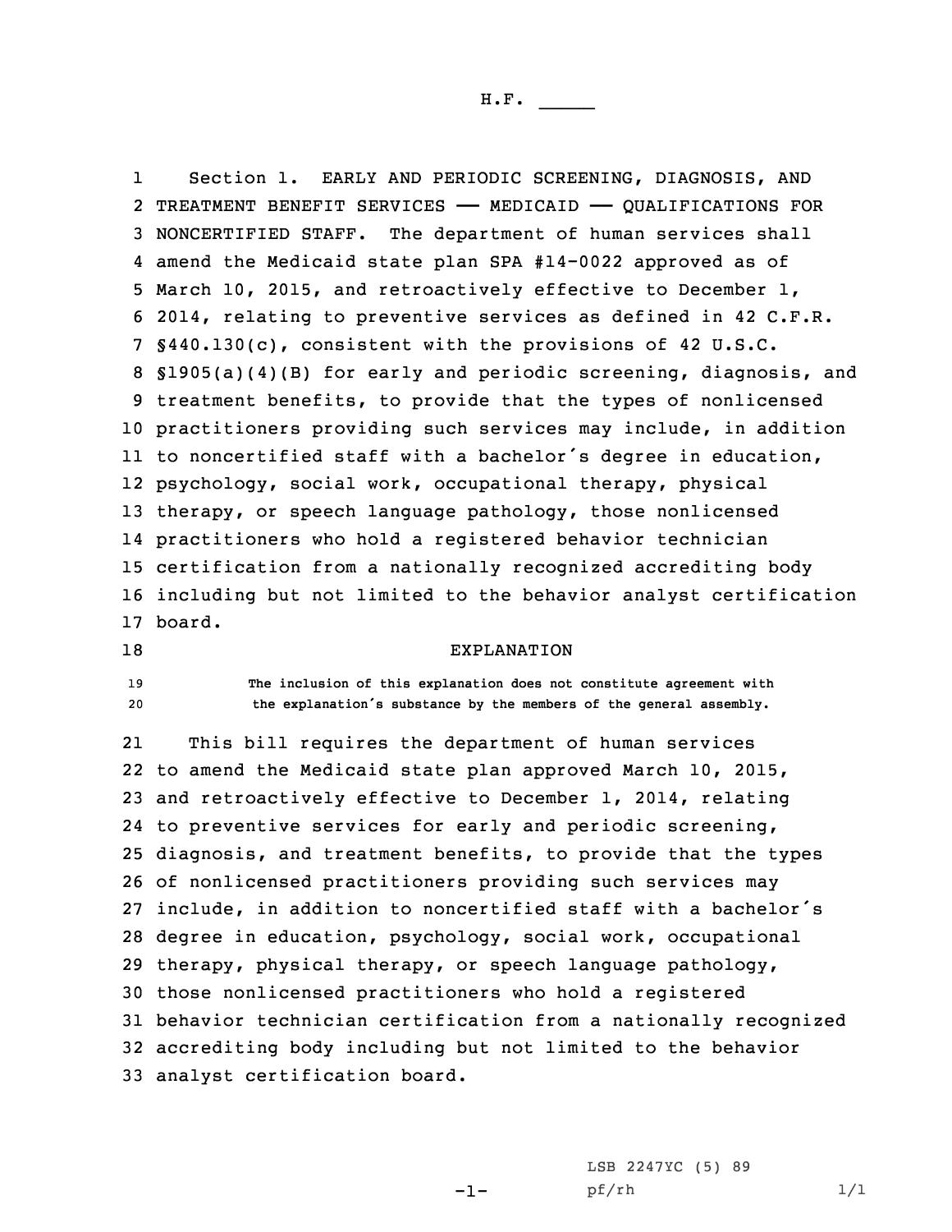H.F. _____

Section 1. EARLY AND PERIODIC SCREENING, DIAGNOSIS, AND TREATMENT BENEFIT SERVICES —— MEDICAID —— QUALIFICATIONS FOR NONCERTIFIED STAFF. The department of human services shall amend the Medicaid state plan SPA #14-0022 approved as of March 10, 2015, and retroactively effective to December 1, 2014, relating to preventive services as defined in 42 C.F.R. §440.130(c), consistent with the provisions of 42 U.S.C. §1905(a)(4)(B) for early and periodic screening, diagnosis, and treatment benefits, to provide that the types of nonlicensed practitioners providing such services may include, in addition to noncertified staff with a bachelor's degree in education, psychology, social work, occupational therapy, physical therapy, or speech language pathology, those nonlicensed practitioners who hold a registered behavior technician certification from a nationally recognized accrediting body including but not limited to the behavior analyst certification board.

EXPLANATION

The inclusion of this explanation does not constitute agreement with the explanation's substance by the members of the general assembly.

This bill requires the department of human services to amend the Medicaid state plan approved March 10, 2015, and retroactively effective to December 1, 2014, relating to preventive services for early and periodic screening, diagnosis, and treatment benefits, to provide that the types of nonlicensed practitioners providing such services may include, in addition to noncertified staff with a bachelor's degree in education, psychology, social work, occupational therapy, physical therapy, or speech language pathology, those nonlicensed practitioners who hold a registered behavior technician certification from a nationally recognized accrediting body including but not limited to the behavior analyst certification board.

LSB 2247YC (5) 89
pf/rh